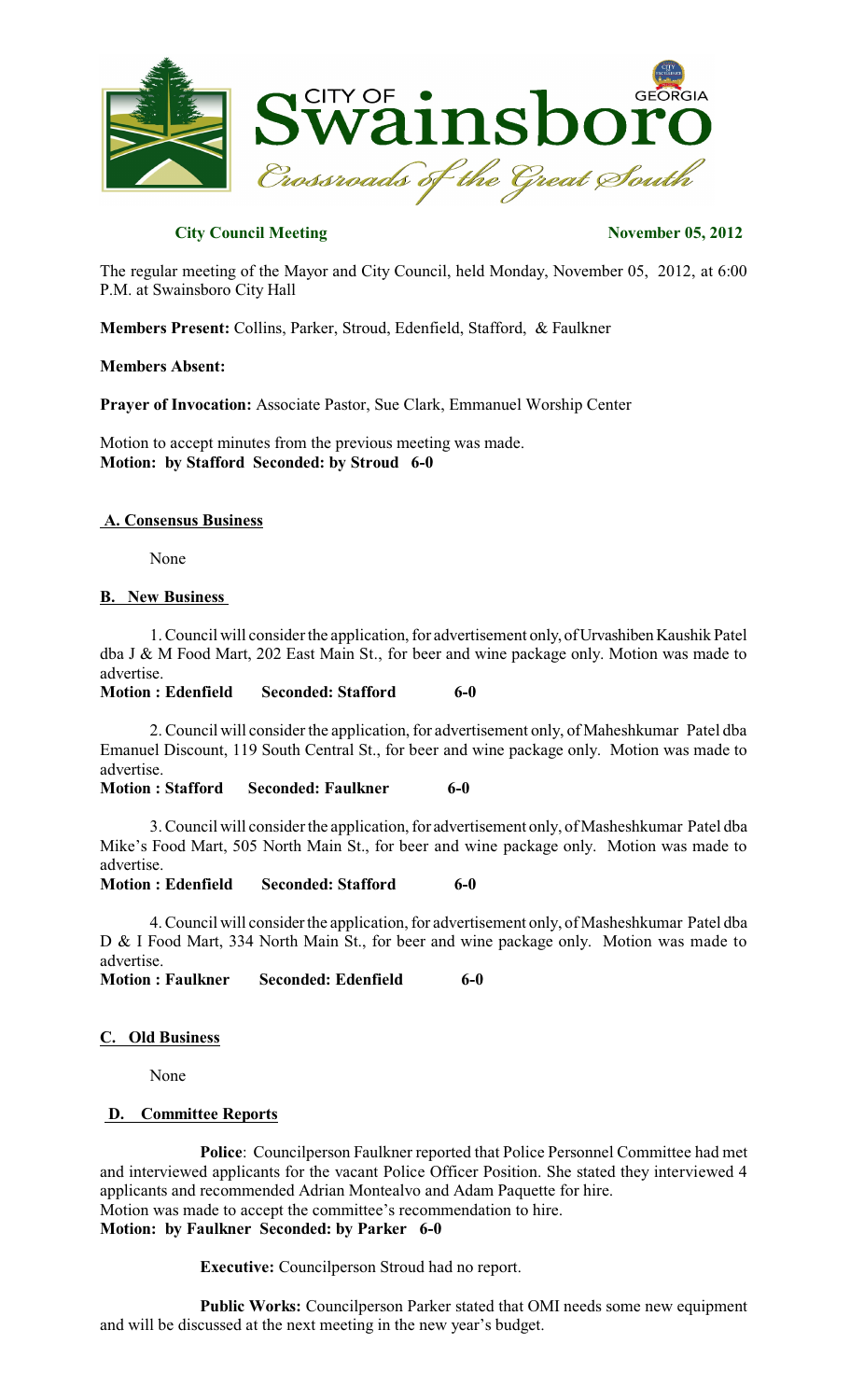**City Council Meeting** **November 05, 2012**

The regular meeting of the Mayor and City Council, held Monday, November 05, 2012, at 6:00 P.M. at Swainsboro City Hall

**Members Present:** Collins, Parker, Stroud, Edenfield, Stafford, & Faulkner

**Members Absent:**

**Prayer of Invocation:** Associate Pastor, Sue Clark, Emmanuel Worship Center

Motion to accept minutes from the previous meeting was made.
**Motion: by Stafford Seconded: by Stroud 6-0**

## A. Consensus Business

None

## B. New Business

1. Council will consider the application, for advertisement only, of Urvashiben Kaushik Patel dba J & M Food Mart, 202 East Main St., for beer and wine package only. Motion was made to advertise.

**Motion : Edenfield Seconded: Stafford 6-0**

2. Council will consider the application, for advertisement only, of Maheshkumar Patel dba Emanuel Discount, 119 South Central St., for beer and wine package only. Motion was made to advertise.

**Motion : Stafford Seconded: Faulkner 6-0**

3. Council will consider the application, for advertisement only, of Masheshkumar Patel dba Mike's Food Mart, 505 North Main St., for beer and wine package only. Motion was made to advertise.

**Motion : Edenfield Seconded: Stafford 6-0**

4. Council will consider the application, for advertisement only, of Masheshkumar Patel dba D & I Food Mart, 334 North Main St., for beer and wine package only. Motion was made to advertise.

**Motion : Faulkner Seconded: Edenfield 6-0**

## C. Old Business

None

## D. Committee Reports

**Police**: Councilperson Faulkner reported that Police Personnel Committee had met and interviewed applicants for the vacant Police Officer Position. She stated they interviewed 4 applicants and recommended Adrian Montealvo and Adam Paquette for hire.
Motion was made to accept the committee's recommendation to hire.
**Motion: by Faulkner Seconded: by Parker 6-0**

**Executive:** Councilperson Stroud had no report.

**Public Works:** Councilperson Parker stated that OMI needs some new equipment and will be discussed at the next meeting in the new year's budget.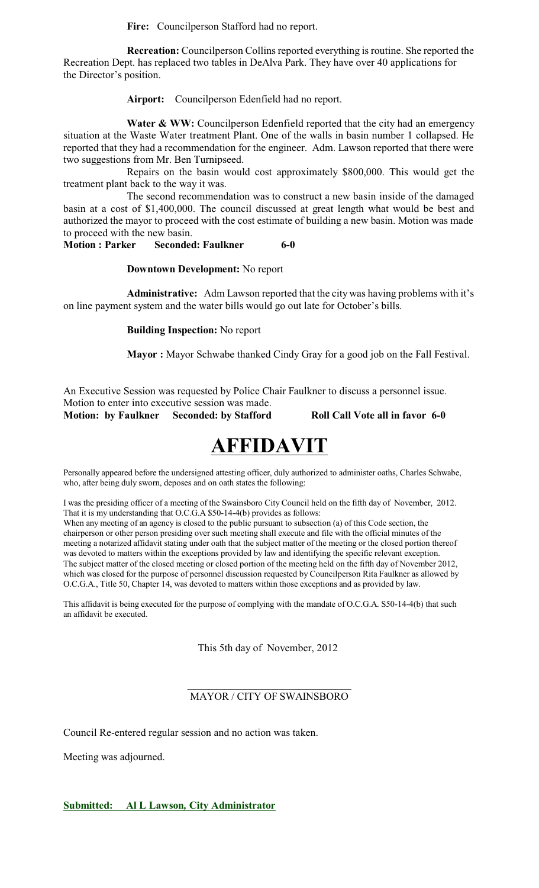**Fire:** Councilperson Stafford had no report.

**Recreation:** Councilperson Collins reported everything is routine. She reported the Recreation Dept. has replaced two tables in DeAlva Park. They have over 40 applications for the Director's position.

**Airport:** Councilperson Edenfield had no report.

**Water & WW:** Councilperson Edenfield reported that the city had an emergency situation at the Waste Water treatment Plant. One of the walls in basin number 1 collapsed. He reported that they had a recommendation for the engineer. Adm. Lawson reported that there were two suggestions from Mr. Ben Turnipseed.

Repairs on the basin would cost approximately $800,000. This would get the treatment plant back to the way it was.

The second recommendation was to construct a new basin inside of the damaged basin at a cost of $1,400,000. The council discussed at great length what would be best and authorized the mayor to proceed with the cost estimate of building a new basin. Motion was made to proceed with the new basin.

**Motion : Parker  Seconded: Faulkner  6-0**

**Downtown Development:** No report

**Administrative:** Adm Lawson reported that the city was having problems with it's on line payment system and the water bills would go out late for October's bills.

**Building Inspection:** No report

**Mayor :** Mayor Schwabe thanked Cindy Gray for a good job on the Fall Festival.

An Executive Session was requested by Police Chair Faulkner to discuss a personnel issue. Motion to enter into executive session was made.

**Motion: by Faulkner  Seconded: by Stafford  Roll Call Vote all in favor 6-0**

# AFFIDAVIT

Personally appeared before the undersigned attesting officer, duly authorized to administer oaths, Charles Schwabe, who, after being duly sworn, deposes and on oath states the following:

I was the presiding officer of a meeting of the Swainsboro City Council held on the fifth day of November, 2012. That it is my understanding that O.C.G.A $50-14-4(b) provides as follows:
When any meeting of an agency is closed to the public pursuant to subsection (a) of this Code section, the chairperson or other person presiding over such meeting shall execute and file with the official minutes of the meeting a notarized affidavit stating under oath that the subject matter of the meeting or the closed portion thereof was devoted to matters within the exceptions provided by law and identifying the specific relevant exception.
The subject matter of the closed meeting or closed portion of the meeting held on the fifth day of November 2012, which was closed for the purpose of personnel discussion requested by Councilperson Rita Faulkner as allowed by O.C.G.A., Title 50, Chapter 14, was devoted to matters within those exceptions and as provided by law.

This affidavit is being executed for the purpose of complying with the mandate of O.C.G.A. S50-14-4(b) that such an affidavit be executed.

This 5th day of November, 2012

\_\_\_\_\_\_\_\_\_\_\_\_\_\_\_\_\_\_\_\_\_\_\_\_\_\_\_\_\_\_\_\_
MAYOR / CITY OF SWAINSBORO

Council Re-entered regular session and no action was taken.

Meeting was adjourned.

**Submitted:  Al L Lawson, City Administrator**